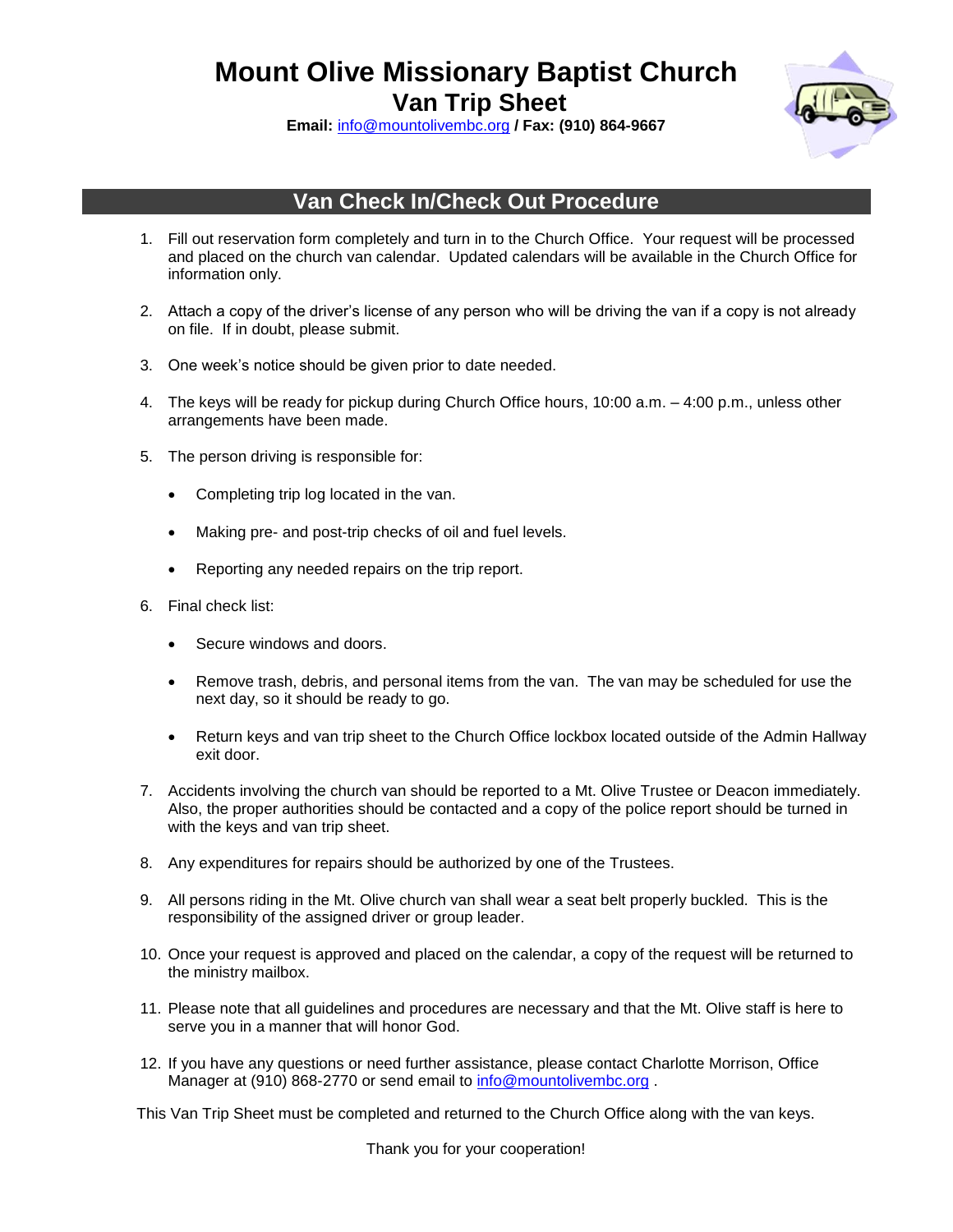# Mount Olive Missionary Baptist Church

## Van Trip Sheet

**Email:** info@mountolivembc.org **/ Fax: (910) 864-9667**

## Van Check In/Check Out Procedure

1. Fill out reservation form completely and turn in to the Church Office. Your request will be processed and placed on the church van calendar. Updated calendars will be available in the Church Office for information only.

2. Attach a copy of the driver's license of any person who will be driving the van if a copy is not already on file. If in doubt, please submit.

3. One week's notice should be given prior to date needed.

4. The keys will be ready for pickup during Church Office hours, 10:00 a.m. – 4:00 p.m., unless other arrangements have been made.

5. The person driving is responsible for:

   - Completing trip log located in the van.
   - Making pre- and post-trip checks of oil and fuel levels.
   - Reporting any needed repairs on the trip report.

6. Final check list:

   - Secure windows and doors.
   - Remove trash, debris, and personal items from the van. The van may be scheduled for use the next day, so it should be ready to go.
   - Return keys and van trip sheet to the Church Office lockbox located outside of the Admin Hallway exit door.

7. Accidents involving the church van should be reported to a Mt. Olive Trustee or Deacon immediately. Also, the proper authorities should be contacted and a copy of the police report should be turned in with the keys and van trip sheet.

8. Any expenditures for repairs should be authorized by one of the Trustees.

9. All persons riding in the Mt. Olive church van shall wear a seat belt properly buckled. This is the responsibility of the assigned driver or group leader.

10. Once your request is approved and placed on the calendar, a copy of the request will be returned to the ministry mailbox.

11. Please note that all guidelines and procedures are necessary and that the Mt. Olive staff is here to serve you in a manner that will honor God.

12. If you have any questions or need further assistance, please contact Charlotte Morrison, Office Manager at (910) 868-2770 or send email to info@mountolivembc.org .

This Van Trip Sheet must be completed and returned to the Church Office along with the van keys.

Thank you for your cooperation!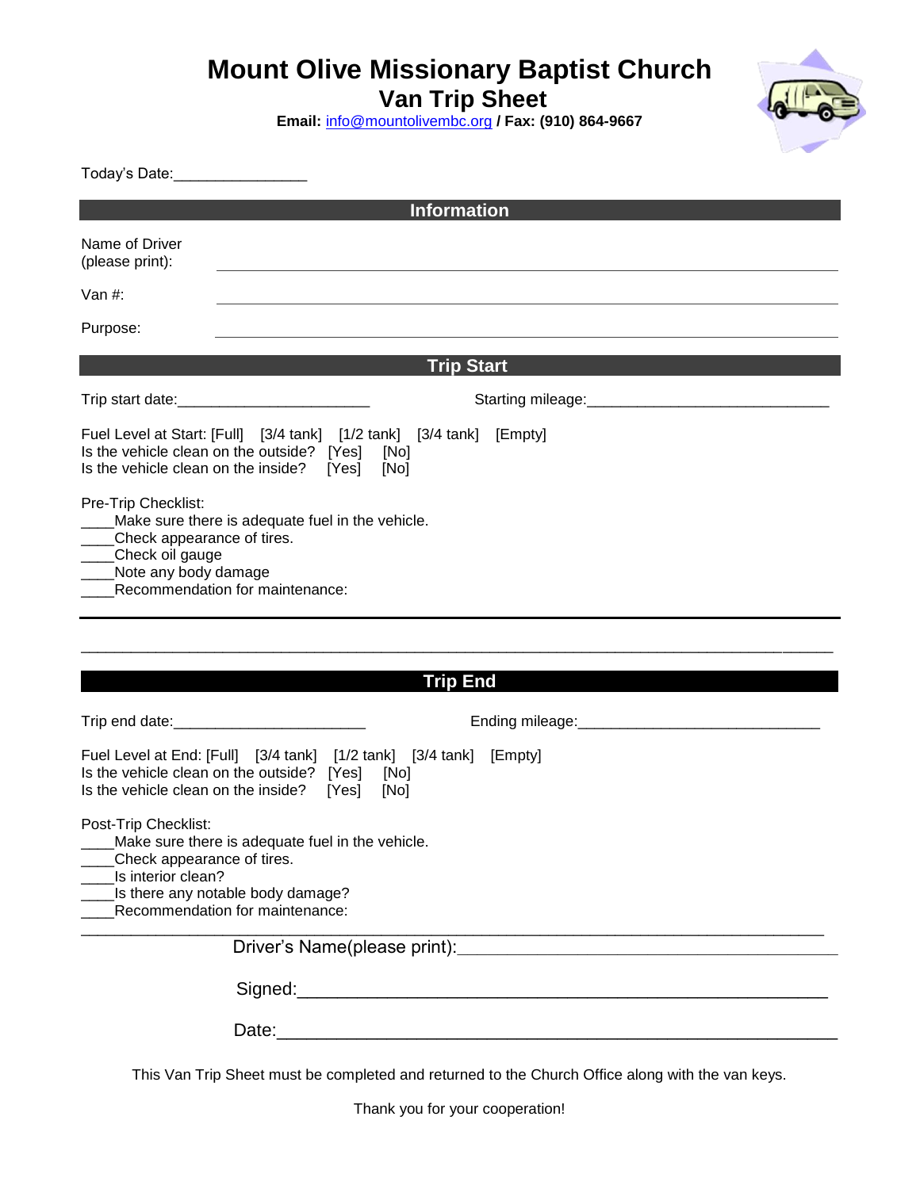# Mount Olive Missionary Baptist Church

## Van Trip Sheet

**Email:** info@mountolivembc.org **/ Fax: (910) 864-9667**

Today's Date:________________

## Information

Name of Driver (please print): ____________________________________________

Van #: ____________________________________________

Purpose: ____________________________________________

## Trip Start

Trip start date:_______________________ Starting mileage:_____________________________

Fuel Level at Start: [Full] [3/4 tank] [1/2 tank] [3/4 tank] [Empty]
Is the vehicle clean on the outside? [Yes] [No]
Is the vehicle clean on the inside? [Yes] [No]

Pre-Trip Checklist:
____Make sure there is adequate fuel in the vehicle.
____Check appearance of tires.
____Check oil gauge
____Note any body damage
____Recommendation for maintenance:

________________________________________________________________________________

## Trip End

Trip end date:_______________________ Ending mileage:_____________________________

Fuel Level at End: [Full] [3/4 tank] [1/2 tank] [3/4 tank] [Empty]
Is the vehicle clean on the outside? [Yes] [No]
Is the vehicle clean on the inside? [Yes] [No]

Post-Trip Checklist:
____Make sure there is adequate fuel in the vehicle.
____Check appearance of tires.
____Is interior clean?
____Is there any notable body damage?
____Recommendation for maintenance:

________________________________________________________________________________

Driver's Name(please print):_________________________________________

Signed:___________________________________________________

Date:____________________________________________________

This Van Trip Sheet must be completed and returned to the Church Office along with the van keys.

Thank you for your cooperation!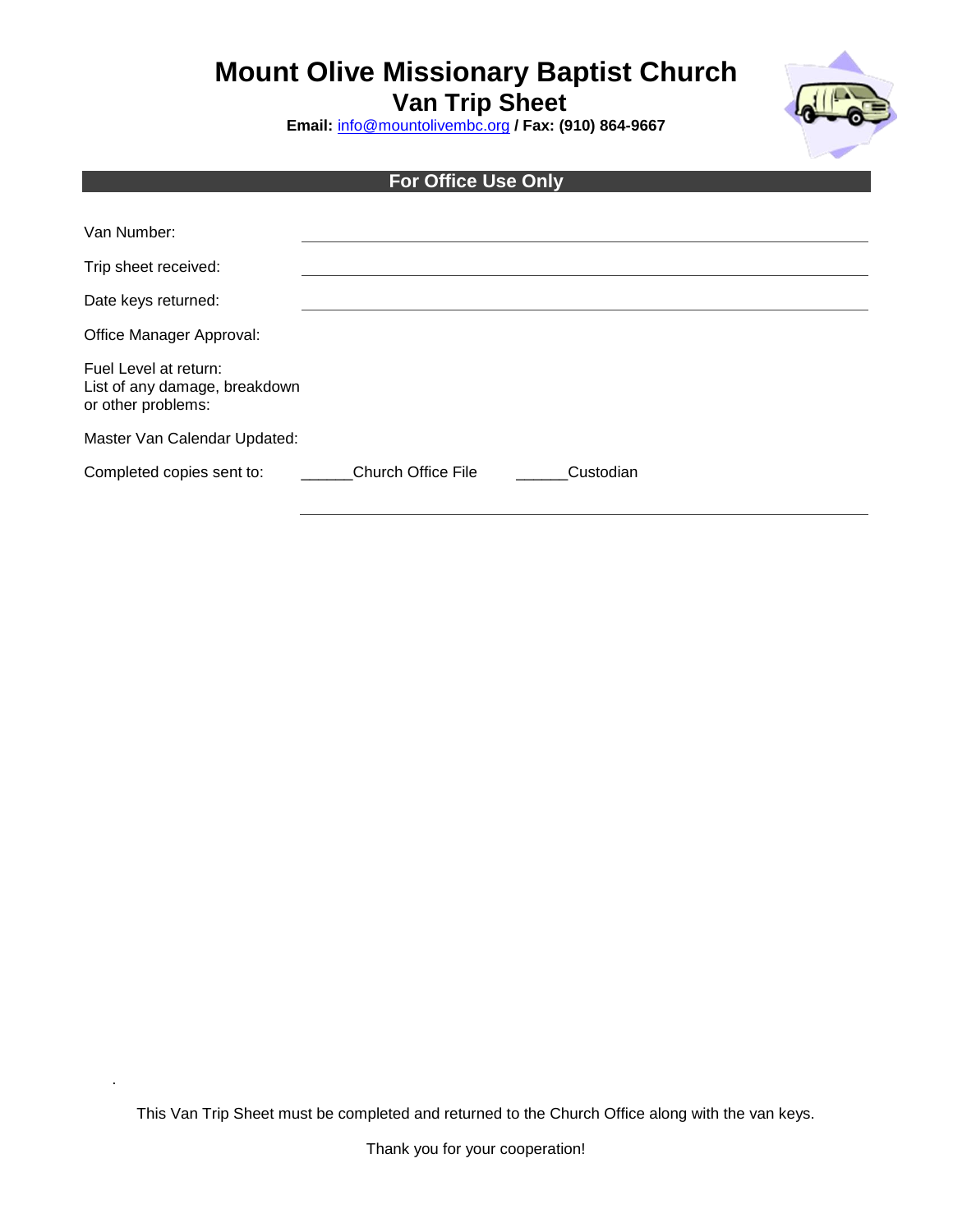# Mount Olive Missionary Baptist Church

## Van Trip Sheet

**Email:** info@mountolivembc.org **/ Fax: (910) 864-9667**

### For Office Use Only

Van Number: ______________________________

Trip sheet received: ______________________________

Date keys returned: ______________________________

Office Manager Approval:

Fuel Level at return:
List of any damage, breakdown or other problems:

Master Van Calendar Updated:

Completed copies sent to: ______Church Office File ______Custodian

______________________________

.

This Van Trip Sheet must be completed and returned to the Church Office along with the van keys.

Thank you for your cooperation!